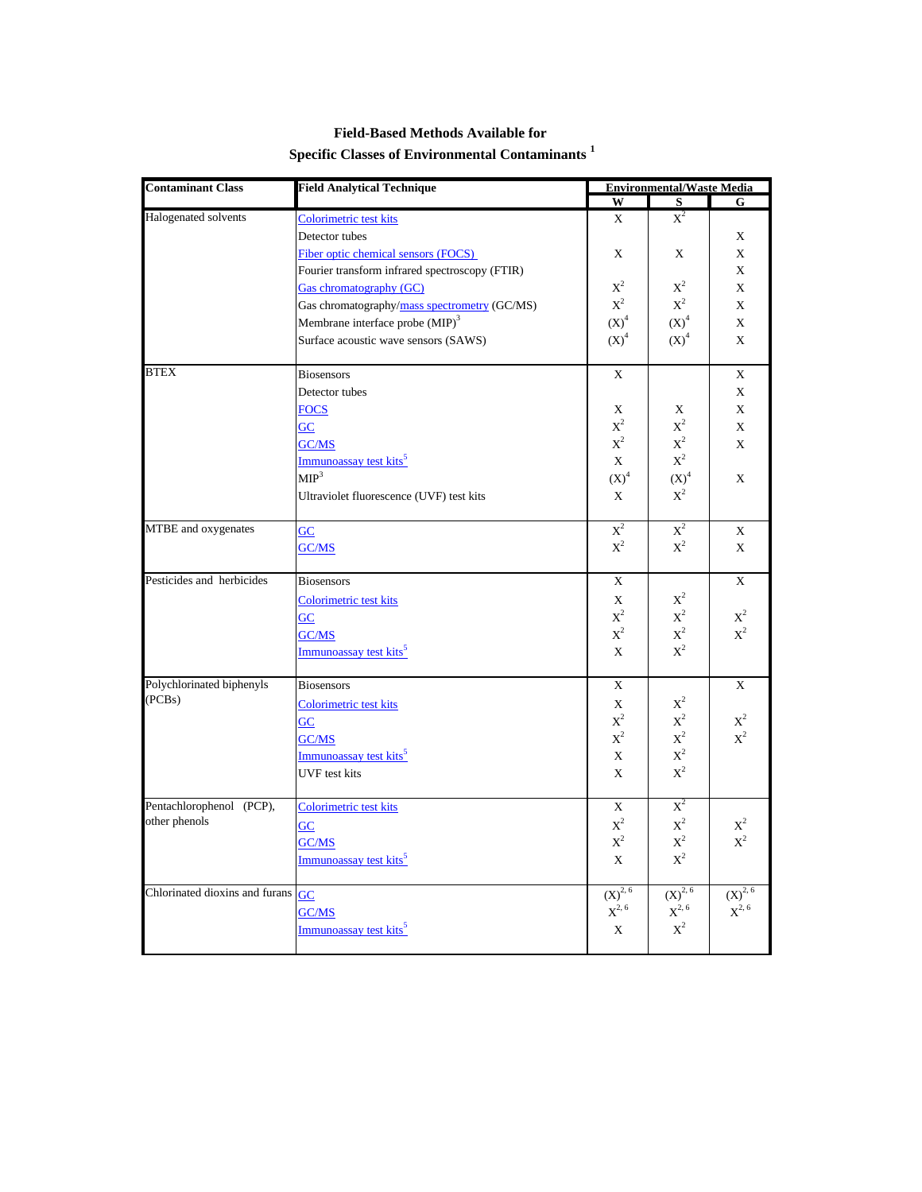## Field-Based Methods Available for Specific Classes of Environmental Contaminants [1]

| Contaminant Class | Field Analytical Technique | Environmental/Waste Media | | |
|---|---|---|---|---|
| | | W | S | G |
| Halogenated solvents | Colorimetric test kits | X | X[2] | |
| | Detector tubes | | | X |
| | Fiber optic chemical sensors (FOCS) | X | X | X |
| | Fourier transform infrared spectroscopy (FTIR) | | | X |
| | Gas chromatography (GC) | X[2] | X[2] | X |
| | Gas chromatography/mass spectrometry (GC/MS) | X[2] | X[2] | X |
| | Membrane interface probe (MIP)[3] | (X)[4] | (X)[4] | X |
| | Surface acoustic wave sensors (SAWS) | (X)[4] | (X)[4] | X |
| BTEX | Biosensors | X | | X |
| | Detector tubes | | | X |
| | FOCS | X | X | X |
| | GC | X[2] | X[2] | X |
| | GC/MS | X[2] | X[2] | X |
| | Immunoassay test kits[5] | X | X[2] | |
| | MIP[3] | (X)[4] | (X)[4] | X |
| | Ultraviolet fluorescence (UVF) test kits | X | X[2] | |
| MTBE and oxygenates | GC | X[2] | X[2] | X |
| | GC/MS | X[2] | X[2] | X |
| Pesticides and herbicides | Biosensors | X | | X |
| | Colorimetric test kits | X | X[2] | |
| | GC | X[2] | X[2] | X[2] |
| | GC/MS | X[2] | X[2] | X[2] |
| | Immunoassay test kits[5] | X | X[2] | |
| Polychlorinated biphenyls (PCBs) | Biosensors | X | | X |
| | Colorimetric test kits | X | X[2] | |
| | GC | X[2] | X[2] | X[2] |
| | GC/MS | X[2] | X[2] | X[2] |
| | Immunoassay test kits[5] | X | X[2] | |
| | UVF test kits | X | X[2] | |
| Pentachlorophenol (PCP), other phenols | Colorimetric test kits | X | X[2] | |
| | GC | X[2] | X[2] | X[2] |
| | GC/MS | X[2] | X[2] | X[2] |
| | Immunoassay test kits[5] | X | X[2] | |
| Chlorinated dioxins and furans | GC | (X)[2, 6] | (X)[2, 6] | (X)[2, 6] |
| | GC/MS | X[2, 6] | X[2, 6] | X[2, 6] |
| | Immunoassay test kits[5] | X | X[2] | |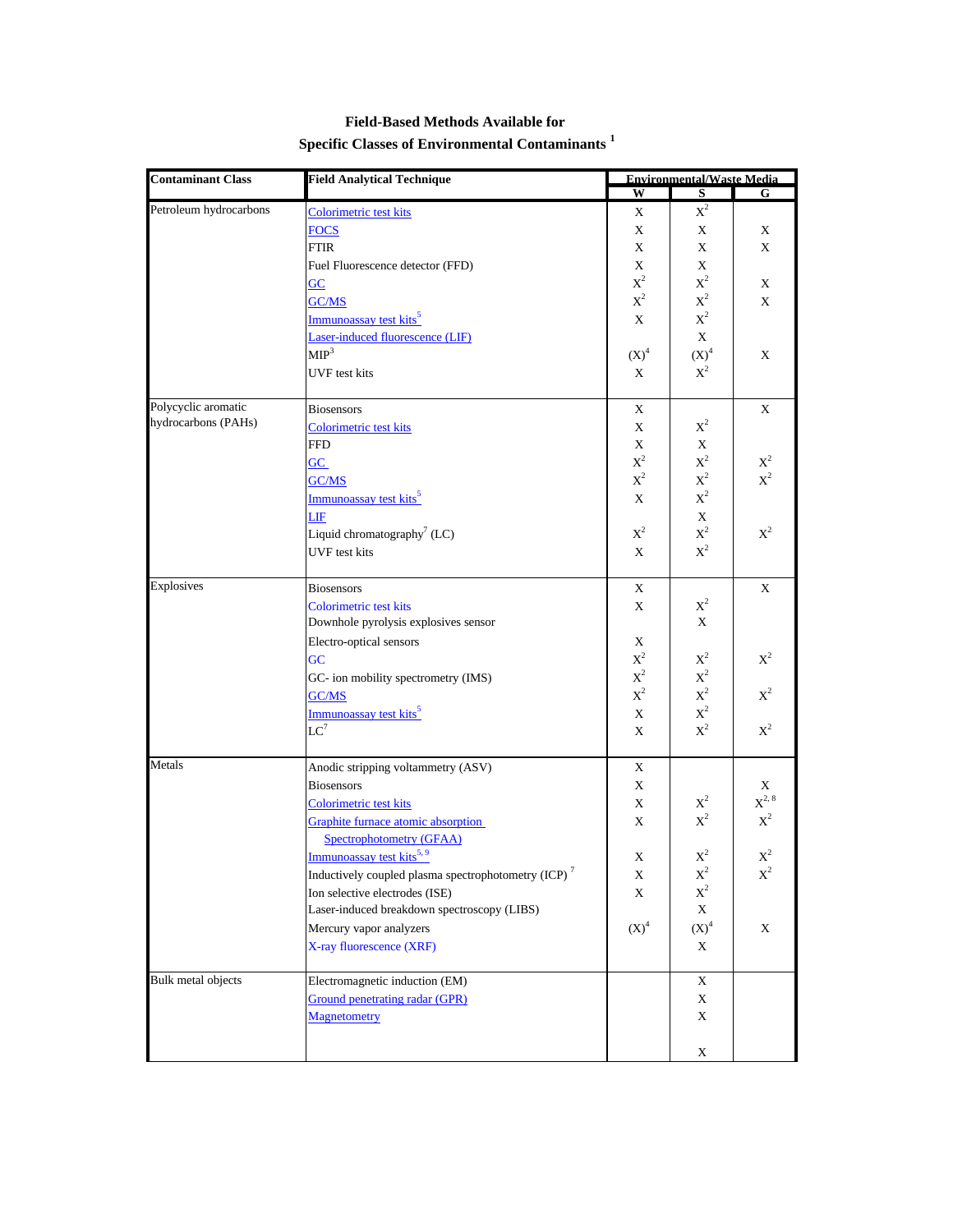## Field-Based Methods Available for Specific Classes of Environmental Contaminants [1]

| Contaminant Class | Field Analytical Technique | Environmental/Waste Media | | |
|---|---|---|---|---|
| | | W | S | G |
| Petroleum hydrocarbons | Colorimetric test kits | X | X[2] | |
| | FOCS | X | X | X |
| | FTIR | X | X | X |
| | Fuel Fluorescence detector (FFD) | X | X | |
| | GC | X[2] | X[2] | X |
| | GC/MS | X[2] | X[2] | X |
| | Immunoassay test kits[5] | X | X[2] | |
| | Laser-induced fluorescence (LIF) | | X | |
| | MIP[3] | (X)[4] | (X)[4] | X |
| | UVF test kits | X | X[2] | |
| Polycyclic aromatic hydrocarbons (PAHs) | Biosensors | X | | X |
| | Colorimetric test kits | X | X[2] | |
| | FFD | X | X | |
| | GC | X[2] | X[2] | X[2] |
| | GC/MS | X[2] | X[2] | X[2] |
| | Immunoassay test kits[5] | X | X[2] | |
| | LIF | | X | |
| | Liquid chromatography[7] (LC) | X[2] | X[2] | X[2] |
| | UVF test kits | X | X[2] | |
| Explosives | Biosensors | X | | X |
| | Colorimetric test kits | X | X[2] | |
| | Downhole pyrolysis explosives sensor | | X | |
| | Electro-optical sensors | X | | |
| | GC | X[2] | X[2] | X[2] |
| | GC- ion mobility spectrometry (IMS) | X[2] | X[2] | |
| | GC/MS | X[2] | X[2] | X[2] |
| | Immunoassay test kits[5] | X | X[2] | |
| | LC[7] | X | X[2] | X[2] |
| Metals | Anodic stripping voltammetry (ASV) | X | | |
| | Biosensors | X | | X |
| | Colorimetric test kits | X | X[2] | X[2, 8] |
| | Graphite furnace atomic absorption Spectrophotometry (GFAA) | X | X[2] | X[2] |
| | Immunoassay test kits[5, 9] | X | X[2] | X[2] |
| | Inductively coupled plasma spectrophotometry (ICP)[7] | X | X[2] | X[2] |
| | Ion selective electrodes (ISE) | X | X[2] | |
| | Laser-induced breakdown spectroscopy (LIBS) | | X | |
| | Mercury vapor analyzers | (X)[4] | (X)[4] | X |
| | X-ray fluorescence (XRF) | | X | |
| Bulk metal objects | Electromagnetic induction (EM) | | X | |
| | Ground penetrating radar (GPR) | | X | |
| | Magnetometry | | X | |
| | | | X | |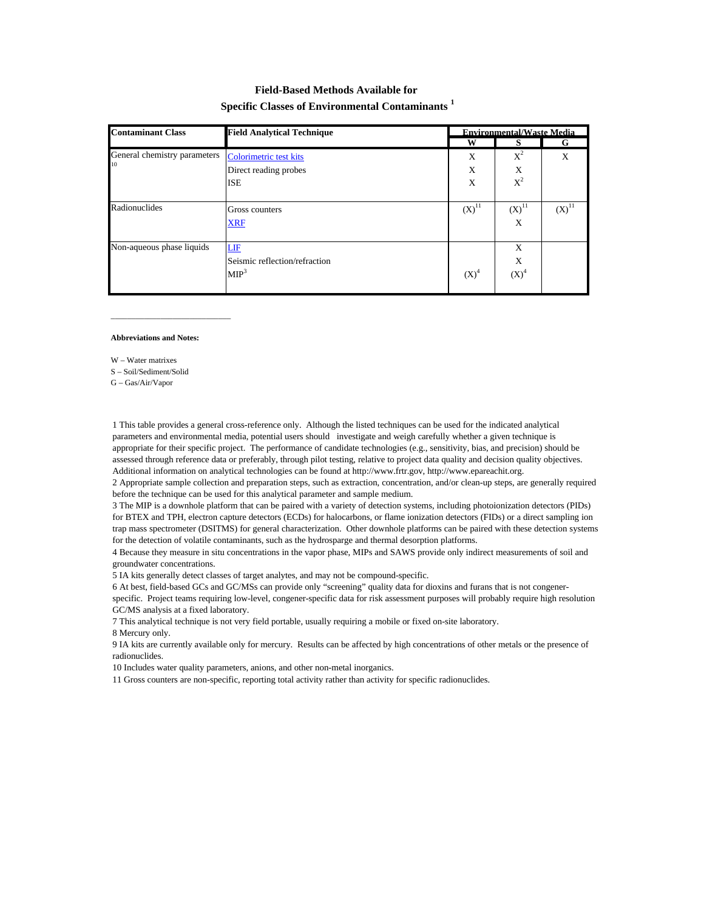## Field-Based Methods Available for Specific Classes of Environmental Contaminants [1]

| Contaminant Class | Field Analytical Technique | Environmental/Waste Media | | |
|---|---|---|---|---|
| | | W | S | G |
| General chemistry parameters [10] | Colorimetric test kits | X | X[2] | X |
| | Direct reading probes | X | X | |
| | ISE | X | X[2] | |
| Radionuclides | Gross counters | (X)[11] | (X)[11] | (X)[11] |
| | XRF | | X | |
| Non-aqueous phase liquids | LIF | | X | |
| | Seismic reflection/refraction | | X | |
| | MIP[3] | (X)[4] | (X)[4] | |

---

**Abbreviations and Notes:**

W – Water matrixes
S – Soil/Sediment/Solid
G – Gas/Air/Vapor

1 This table provides a general cross-reference only. Although the listed techniques can be used for the indicated analytical parameters and environmental media, potential users should investigate and weigh carefully whether a given technique is appropriate for their specific project. The performance of candidate technologies (e.g., sensitivity, bias, and precision) should be assessed through reference data or preferably, through pilot testing, relative to project data quality and decision quality objectives. Additional information on analytical technologies can be found at http://www.frtr.gov, http://www.epareachit.org.

2 Appropriate sample collection and preparation steps, such as extraction, concentration, and/or clean-up steps, are generally required before the technique can be used for this analytical parameter and sample medium.

3 The MIP is a downhole platform that can be paired with a variety of detection systems, including photoionization detectors (PIDs) for BTEX and TPH, electron capture detectors (ECDs) for halocarbons, or flame ionization detectors (FIDs) or a direct sampling ion trap mass spectrometer (DSITMS) for general characterization. Other downhole platforms can be paired with these detection systems for the detection of volatile contaminants, such as the hydrosparge and thermal desorption platforms.

4 Because they measure in situ concentrations in the vapor phase, MIPs and SAWS provide only indirect measurements of soil and groundwater concentrations.

5 IA kits generally detect classes of target analytes, and may not be compound-specific.

6 At best, field-based GCs and GC/MSs can provide only "screening" quality data for dioxins and furans that is not congener-specific. Project teams requiring low-level, congener-specific data for risk assessment purposes will probably require high resolution GC/MS analysis at a fixed laboratory.

7 This analytical technique is not very field portable, usually requiring a mobile or fixed on-site laboratory.

8 Mercury only.

9 IA kits are currently available only for mercury. Results can be affected by high concentrations of other metals or the presence of radionuclides.

10 Includes water quality parameters, anions, and other non-metal inorganics.

11 Gross counters are non-specific, reporting total activity rather than activity for specific radionuclides.